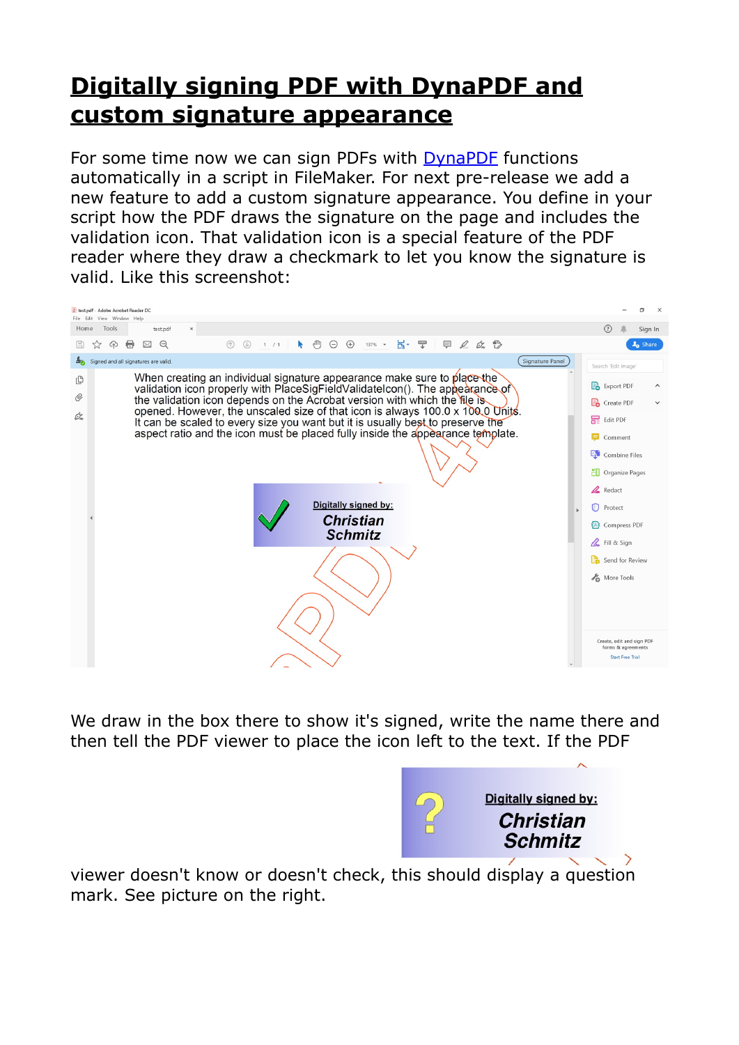# Digitally signing PDF with DynaPDF and custom signature appearance

For some time now we can sign PDFs with DynaPDF functions automatically in a script in FileMaker. For next pre-release we add a new feature to add a custom signature appearance. You define in your script how the PDF draws the signature on the page and includes the validation icon. That validation icon is a special feature of the PDF reader where they draw a checkmark to let you know the signature is valid. Like this screenshot:

We draw in the box there to show it's signed, write the name there and then tell the PDF viewer to place the icon left to the text. If the PDF viewer doesn't know or doesn't check, this should display a question mark. See picture on the right.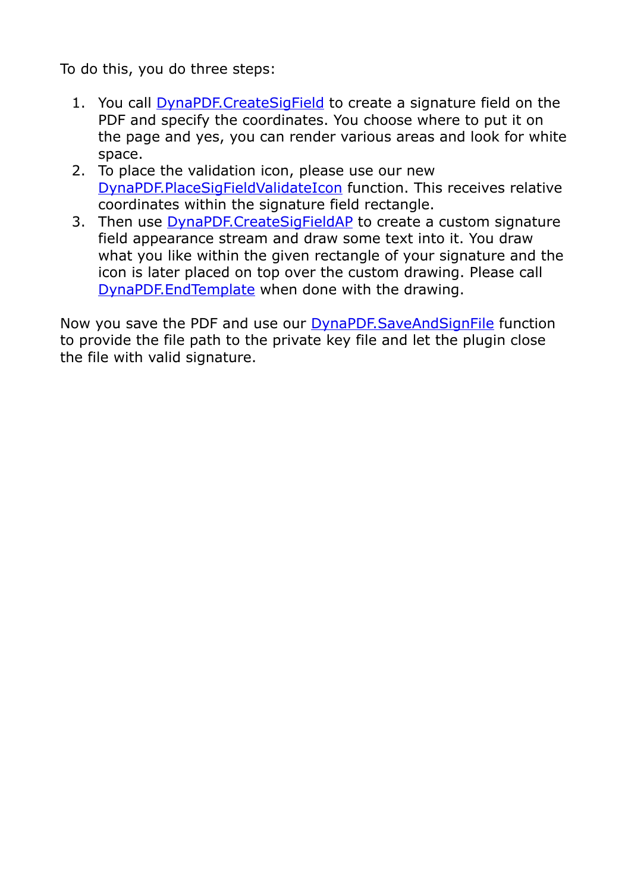To do this, you do three steps:

1. You call DynaPDF.CreateSigField to create a signature field on the PDF and specify the coordinates. You choose where to put it on the page and yes, you can render various areas and look for white space.
2. To place the validation icon, please use our new DynaPDF.PlaceSigFieldValidateIcon function. This receives relative coordinates within the signature field rectangle.
3. Then use DynaPDF.CreateSigFieldAP to create a custom signature field appearance stream and draw some text into it. You draw what you like within the given rectangle of your signature and the icon is later placed on top over the custom drawing. Please call DynaPDF.EndTemplate when done with the drawing.

Now you save the PDF and use our DynaPDF.SaveAndSignFile function to provide the file path to the private key file and let the plugin close the file with valid signature.